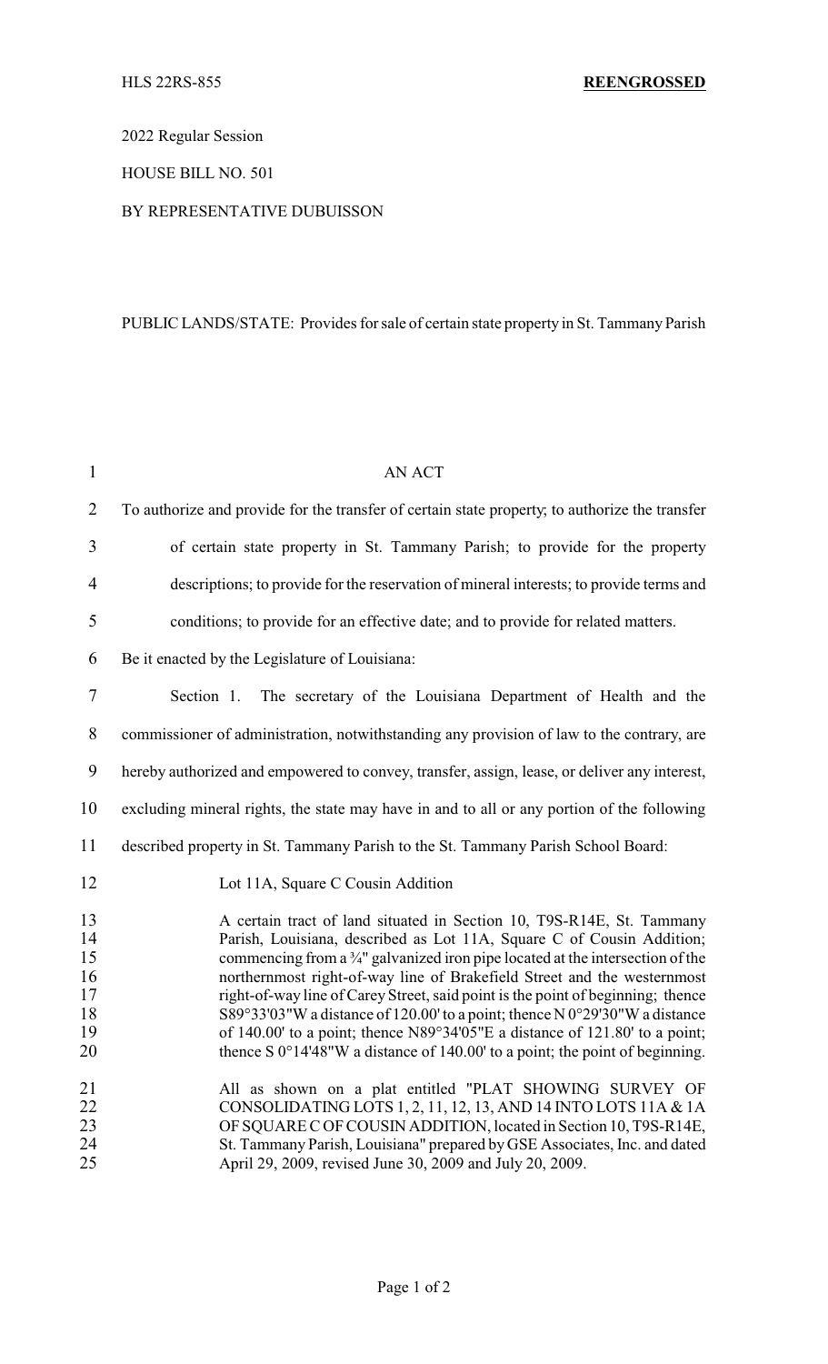HLS 22RS-855 **REENGROSSED**

2022 Regular Session

HOUSE BILL NO. 501

BY REPRESENTATIVE DUBUISSON

PUBLIC LANDS/STATE: Provides for sale of certain state property in St. Tammany Parish

AN ACT

To authorize and provide for the transfer of certain state property; to authorize the transfer of certain state property in St. Tammany Parish; to provide for the property descriptions; to provide for the reservation of mineral interests; to provide terms and conditions; to provide for an effective date; and to provide for related matters.

Be it enacted by the Legislature of Louisiana:

Section 1. The secretary of the Louisiana Department of Health and the commissioner of administration, notwithstanding any provision of law to the contrary, are hereby authorized and empowered to convey, transfer, assign, lease, or deliver any interest, excluding mineral rights, the state may have in and to all or any portion of the following described property in St. Tammany Parish to the St. Tammany Parish School Board:

Lot 11A, Square C Cousin Addition

A certain tract of land situated in Section 10, T9S-R14E, St. Tammany Parish, Louisiana, described as Lot 11A, Square C of Cousin Addition; commencing from a ¾" galvanized iron pipe located at the intersection of the northernmost right-of-way line of Brakefield Street and the westernmost right-of-way line of Carey Street, said point is the point of beginning; thence S89°33'03"W a distance of 120.00' to a point; thence N 0°29'30"W a distance of 140.00' to a point; thence N89°34'05"E a distance of 121.80' to a point; thence S 0°14'48"W a distance of 140.00' to a point; the point of beginning.

All as shown on a plat entitled "PLAT SHOWING SURVEY OF CONSOLIDATING LOTS 1, 2, 11, 12, 13, AND 14 INTO LOTS 11A & 1A OF SQUARE C OF COUSIN ADDITION, located in Section 10, T9S-R14E, St. Tammany Parish, Louisiana" prepared by GSE Associates, Inc. and dated April 29, 2009, revised June 30, 2009 and July 20, 2009.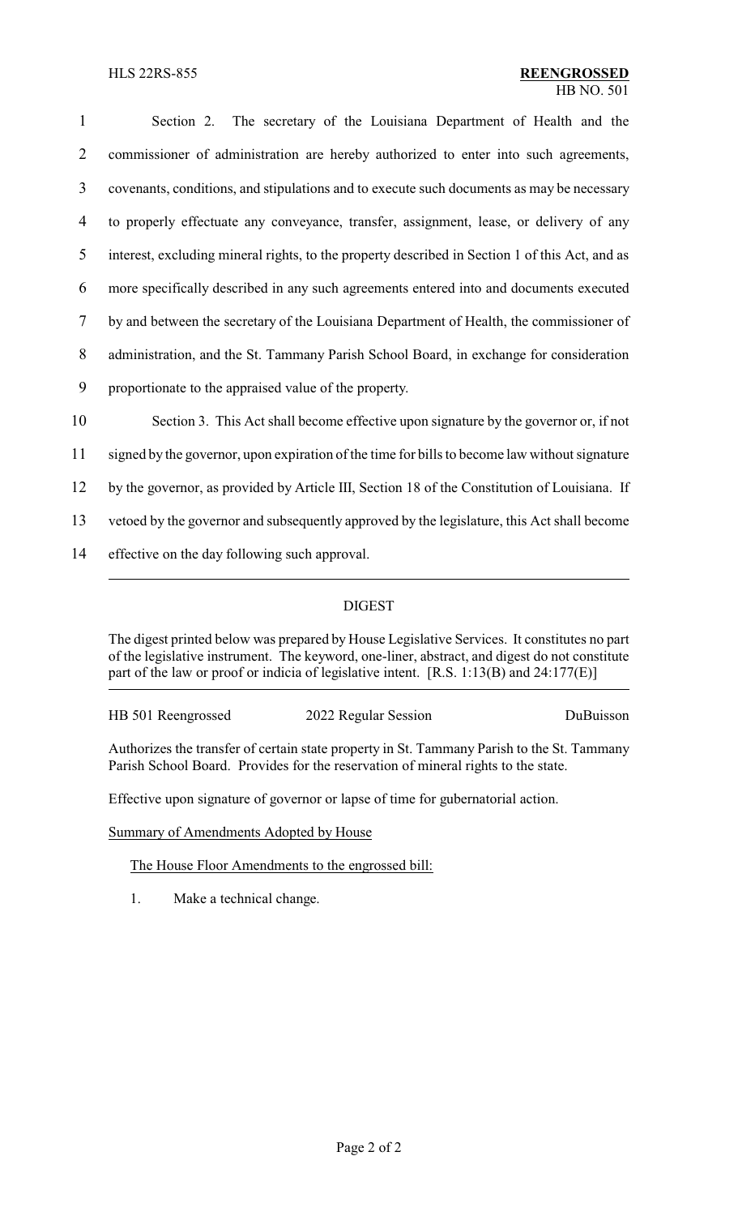Section 2. The secretary of the Louisiana Department of Health and the commissioner of administration are hereby authorized to enter into such agreements, covenants, conditions, and stipulations and to execute such documents as may be necessary to properly effectuate any conveyance, transfer, assignment, lease, or delivery of any interest, excluding mineral rights, to the property described in Section 1 of this Act, and as more specifically described in any such agreements entered into and documents executed by and between the secretary of the Louisiana Department of Health, the commissioner of administration, and the St. Tammany Parish School Board, in exchange for consideration proportionate to the appraised value of the property.

Section 3. This Act shall become effective upon signature by the governor or, if not signed by the governor, upon expiration of the time for bills to become law without signature by the governor, as provided by Article III, Section 18 of the Constitution of Louisiana. If vetoed by the governor and subsequently approved by the legislature, this Act shall become effective on the day following such approval.

## DIGEST

The digest printed below was prepared by House Legislative Services. It constitutes no part of the legislative instrument. The keyword, one-liner, abstract, and digest do not constitute part of the law or proof or indicia of legislative intent. [R.S. 1:13(B) and 24:177(E)]

HB 501 Reengrossed    2022 Regular Session    DuBuisson

Authorizes the transfer of certain state property in St. Tammany Parish to the St. Tammany Parish School Board. Provides for the reservation of mineral rights to the state.

Effective upon signature of governor or lapse of time for gubernatorial action.

Summary of Amendments Adopted by House

The House Floor Amendments to the engrossed bill:

1. Make a technical change.